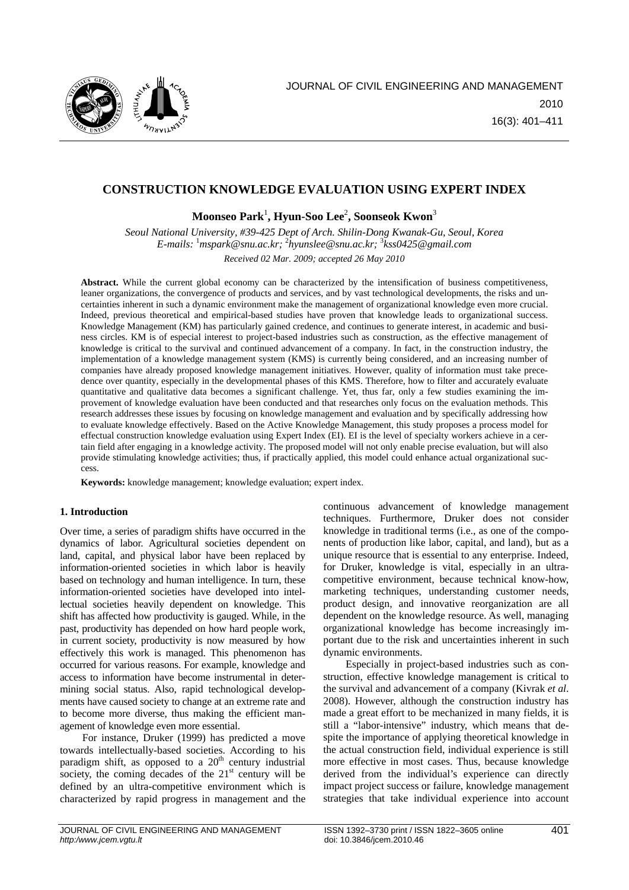# CONSTRUCTION KNOWLEDGE EVALUATION USING EXPERT INDEX

**Moonseo Park**[1]**, Hyun-Soo Lee**[2]**, Soonseok Kwon**[3]

*Seoul National University, #39-425 Dept of Arch. Shilin-Dong Kwanak-Gu, Seoul, Korea*
*E-mails:* [1]*mspark@snu.ac.kr;* [2]*hyunslee@snu.ac.kr;* [3]*kss0425@gmail.com*

*Received 02 Mar. 2009; accepted 26 May 2010*

**Abstract.** While the current global economy can be characterized by the intensification of business competitiveness, leaner organizations, the convergence of products and services, and by vast technological developments, the risks and uncertainties inherent in such a dynamic environment make the management of organizational knowledge even more crucial. Indeed, previous theoretical and empirical-based studies have proven that knowledge leads to organizational success. Knowledge Management (KM) has particularly gained credence, and continues to generate interest, in academic and business circles. KM is of especial interest to project-based industries such as construction, as the effective management of knowledge is critical to the survival and continued advancement of a company. In fact, in the construction industry, the implementation of a knowledge management system (KMS) is currently being considered, and an increasing number of companies have already proposed knowledge management initiatives. However, quality of information must take precedence over quantity, especially in the developmental phases of this KMS. Therefore, how to filter and accurately evaluate quantitative and qualitative data becomes a significant challenge. Yet, thus far, only a few studies examining the improvement of knowledge evaluation have been conducted and that researches only focus on the evaluation methods. This research addresses these issues by focusing on knowledge management and evaluation and by specifically addressing how to evaluate knowledge effectively. Based on the Active Knowledge Management, this study proposes a process model for effectual construction knowledge evaluation using Expert Index (EI). EI is the level of specialty workers achieve in a certain field after engaging in a knowledge activity. The proposed model will not only enable precise evaluation, but will also provide stimulating knowledge activities; thus, if practically applied, this model could enhance actual organizational success.

**Keywords:** knowledge management; knowledge evaluation; expert index.

## 1. Introduction

Over time, a series of paradigm shifts have occurred in the dynamics of labor. Agricultural societies dependent on land, capital, and physical labor have been replaced by information-oriented societies in which labor is heavily based on technology and human intelligence. In turn, these information-oriented societies have developed into intellectual societies heavily dependent on knowledge. This shift has affected how productivity is gauged. While, in the past, productivity has depended on how hard people work, in current society, productivity is now measured by how effectively this work is managed. This phenomenon has occurred for various reasons. For example, knowledge and access to information have become instrumental in determining social status. Also, rapid technological developments have caused society to change at an extreme rate and to become more diverse, thus making the efficient management of knowledge even more essential.

For instance, Druker (1999) has predicted a move towards intellectually-based societies. According to his paradigm shift, as opposed to a $20^{th}$ century industrial society, the coming decades of the $21^{st}$ century will be defined by an ultra-competitive environment which is characterized by rapid progress in management and the continuous advancement of knowledge management techniques. Furthermore, Druker does not consider knowledge in traditional terms (i.e., as one of the components of production like labor, capital, and land), but as a unique resource that is essential to any enterprise. Indeed, for Druker, knowledge is vital, especially in an ultra-competitive environment, because technical know-how, marketing techniques, understanding customer needs, product design, and innovative reorganization are all dependent on the knowledge resource. As well, managing organizational knowledge has become increasingly important due to the risk and uncertainties inherent in such dynamic environments.

Especially in project-based industries such as construction, effective knowledge management is critical to the survival and advancement of a company (Kivrak *et al*. 2008). However, although the construction industry has made a great effort to be mechanized in many fields, it is still a "labor-intensive" industry, which means that despite the importance of applying theoretical knowledge in the actual construction field, individual experience is still more effective in most cases. Thus, because knowledge derived from the individual's experience can directly impact project success or failure, knowledge management strategies that take individual experience into account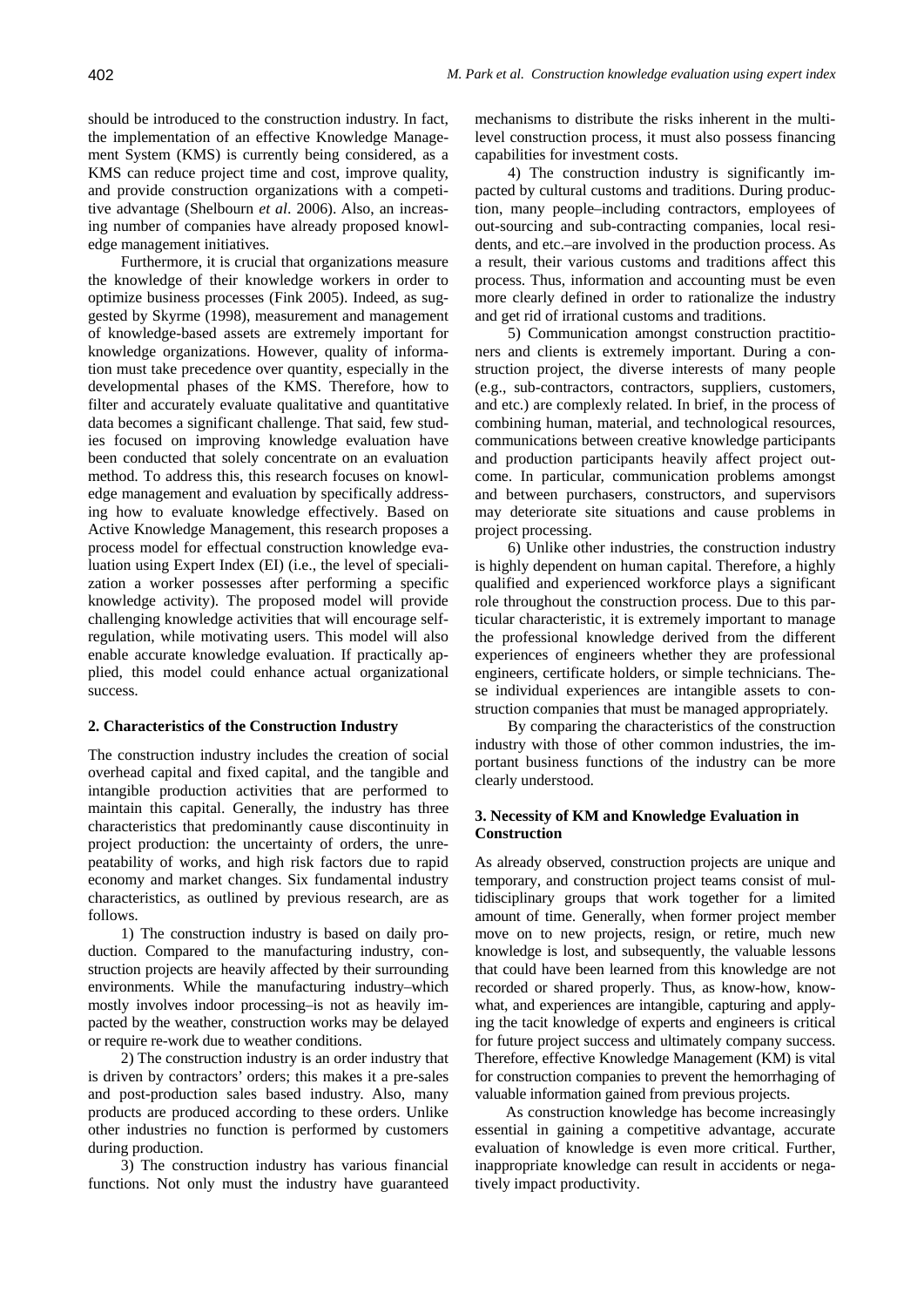should be introduced to the construction industry. In fact, the implementation of an effective Knowledge Management System (KMS) is currently being considered, as a KMS can reduce project time and cost, improve quality, and provide construction organizations with a competitive advantage (Shelbourn *et al*. 2006). Also, an increasing number of companies have already proposed knowledge management initiatives.

Furthermore, it is crucial that organizations measure the knowledge of their knowledge workers in order to optimize business processes (Fink 2005). Indeed, as suggested by Skyrme (1998), measurement and management of knowledge-based assets are extremely important for knowledge organizations. However, quality of information must take precedence over quantity, especially in the developmental phases of the KMS. Therefore, how to filter and accurately evaluate qualitative and quantitative data becomes a significant challenge. That said, few studies focused on improving knowledge evaluation have been conducted that solely concentrate on an evaluation method. To address this, this research focuses on knowledge management and evaluation by specifically addressing how to evaluate knowledge effectively. Based on Active Knowledge Management, this research proposes a process model for effectual construction knowledge evaluation using Expert Index (EI) (i.e., the level of specialization a worker possesses after performing a specific knowledge activity). The proposed model will provide challenging knowledge activities that will encourage self-regulation, while motivating users. This model will also enable accurate knowledge evaluation. If practically applied, this model could enhance actual organizational success.

## 2. Characteristics of the Construction Industry

The construction industry includes the creation of social overhead capital and fixed capital, and the tangible and intangible production activities that are performed to maintain this capital. Generally, the industry has three characteristics that predominantly cause discontinuity in project production: the uncertainty of orders, the unrepeatability of works, and high risk factors due to rapid economy and market changes. Six fundamental industry characteristics, as outlined by previous research, are as follows.

1) The construction industry is based on daily production. Compared to the manufacturing industry, construction projects are heavily affected by their surrounding environments. While the manufacturing industry–which mostly involves indoor processing–is not as heavily impacted by the weather, construction works may be delayed or require re-work due to weather conditions.

2) The construction industry is an order industry that is driven by contractors' orders; this makes it a pre-sales and post-production sales based industry. Also, many products are produced according to these orders. Unlike other industries no function is performed by customers during production.

3) The construction industry has various financial functions. Not only must the industry have guaranteed mechanisms to distribute the risks inherent in the multi-level construction process, it must also possess financing capabilities for investment costs.

4) The construction industry is significantly impacted by cultural customs and traditions. During production, many people–including contractors, employees of out-sourcing and sub-contracting companies, local residents, and etc.–are involved in the production process. As a result, their various customs and traditions affect this process. Thus, information and accounting must be even more clearly defined in order to rationalize the industry and get rid of irrational customs and traditions.

5) Communication amongst construction practitioners and clients is extremely important. During a construction project, the diverse interests of many people (e.g., sub-contractors, contractors, suppliers, customers, and etc.) are complexly related. In brief, in the process of combining human, material, and technological resources, communications between creative knowledge participants and production participants heavily affect project outcome. In particular, communication problems amongst and between purchasers, constructors, and supervisors may deteriorate site situations and cause problems in project processing.

6) Unlike other industries, the construction industry is highly dependent on human capital. Therefore, a highly qualified and experienced workforce plays a significant role throughout the construction process. Due to this particular characteristic, it is extremely important to manage the professional knowledge derived from the different experiences of engineers whether they are professional engineers, certificate holders, or simple technicians. These individual experiences are intangible assets to construction companies that must be managed appropriately.

By comparing the characteristics of the construction industry with those of other common industries, the important business functions of the industry can be more clearly understood.

## 3. Necessity of KM and Knowledge Evaluation in Construction

As already observed, construction projects are unique and temporary, and construction project teams consist of multidisciplinary groups that work together for a limited amount of time. Generally, when former project member move on to new projects, resign, or retire, much new knowledge is lost, and subsequently, the valuable lessons that could have been learned from this knowledge are not recorded or shared properly. Thus, as know-how, know-what, and experiences are intangible, capturing and applying the tacit knowledge of experts and engineers is critical for future project success and ultimately company success. Therefore, effective Knowledge Management (KM) is vital for construction companies to prevent the hemorrhaging of valuable information gained from previous projects.

As construction knowledge has become increasingly essential in gaining a competitive advantage, accurate evaluation of knowledge is even more critical. Further, inappropriate knowledge can result in accidents or negatively impact productivity.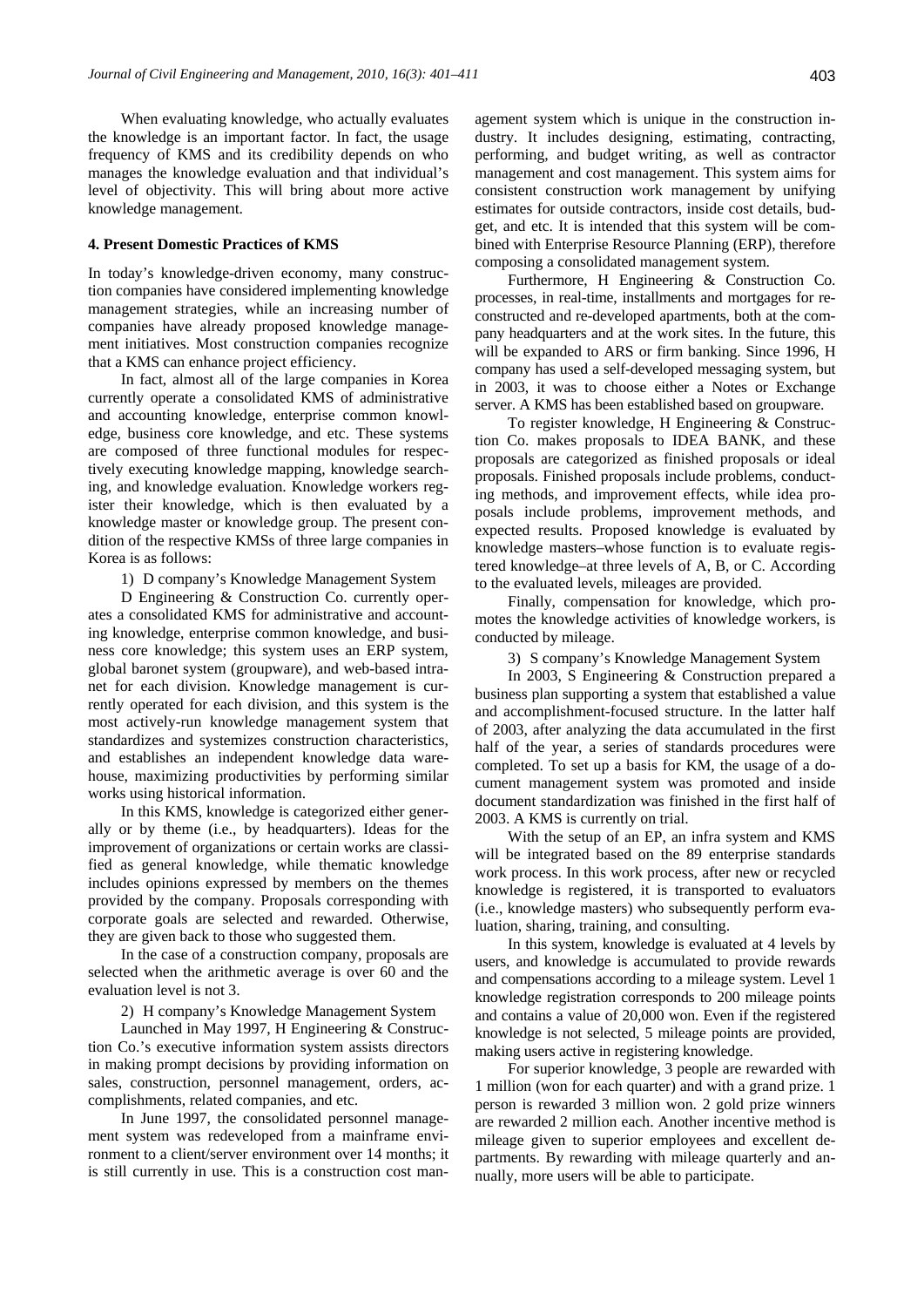When evaluating knowledge, who actually evaluates the knowledge is an important factor. In fact, the usage frequency of KMS and its credibility depends on who manages the knowledge evaluation and that individual's level of objectivity. This will bring about more active knowledge management.

## 4. Present Domestic Practices of KMS

In today's knowledge-driven economy, many construction companies have considered implementing knowledge management strategies, while an increasing number of companies have already proposed knowledge management initiatives. Most construction companies recognize that a KMS can enhance project efficiency.

In fact, almost all of the large companies in Korea currently operate a consolidated KMS of administrative and accounting knowledge, enterprise common knowledge, business core knowledge, and etc. These systems are composed of three functional modules for respectively executing knowledge mapping, knowledge searching, and knowledge evaluation. Knowledge workers register their knowledge, which is then evaluated by a knowledge master or knowledge group. The present condition of the respective KMSs of three large companies in Korea is as follows:

1) D company's Knowledge Management System

D Engineering & Construction Co. currently operates a consolidated KMS for administrative and accounting knowledge, enterprise common knowledge, and business core knowledge; this system uses an ERP system, global baronet system (groupware), and web-based intranet for each division. Knowledge management is currently operated for each division, and this system is the most actively-run knowledge management system that standardizes and systemizes construction characteristics, and establishes an independent knowledge data warehouse, maximizing productivities by performing similar works using historical information.

In this KMS, knowledge is categorized either generally or by theme (i.e., by headquarters). Ideas for the improvement of organizations or certain works are classified as general knowledge, while thematic knowledge includes opinions expressed by members on the themes provided by the company. Proposals corresponding with corporate goals are selected and rewarded. Otherwise, they are given back to those who suggested them.

In the case of a construction company, proposals are selected when the arithmetic average is over 60 and the evaluation level is not 3.

2) H company's Knowledge Management System

Launched in May 1997, H Engineering & Construction Co.'s executive information system assists directors in making prompt decisions by providing information on sales, construction, personnel management, orders, accomplishments, related companies, and etc.

In June 1997, the consolidated personnel management system was redeveloped from a mainframe environment to a client/server environment over 14 months; it is still currently in use. This is a construction cost management system which is unique in the construction industry. It includes designing, estimating, contracting, performing, and budget writing, as well as contractor management and cost management. This system aims for consistent construction work management by unifying estimates for outside contractors, inside cost details, budget, and etc. It is intended that this system will be combined with Enterprise Resource Planning (ERP), therefore composing a consolidated management system.

Furthermore, H Engineering & Construction Co. processes, in real-time, installments and mortgages for reconstructed and re-developed apartments, both at the company headquarters and at the work sites. In the future, this will be expanded to ARS or firm banking. Since 1996, H company has used a self-developed messaging system, but in 2003, it was to choose either a Notes or Exchange server. A KMS has been established based on groupware.

To register knowledge, H Engineering & Construction Co. makes proposals to IDEA BANK, and these proposals are categorized as finished proposals or ideal proposals. Finished proposals include problems, conducting methods, and improvement effects, while idea proposals include problems, improvement methods, and expected results. Proposed knowledge is evaluated by knowledge masters–whose function is to evaluate registered knowledge–at three levels of A, B, or C. According to the evaluated levels, mileages are provided.

Finally, compensation for knowledge, which promotes the knowledge activities of knowledge workers, is conducted by mileage.

3) S company's Knowledge Management System

In 2003, S Engineering & Construction prepared a business plan supporting a system that established a value and accomplishment-focused structure. In the latter half of 2003, after analyzing the data accumulated in the first half of the year, a series of standards procedures were completed. To set up a basis for KM, the usage of a document management system was promoted and inside document standardization was finished in the first half of 2003. A KMS is currently on trial.

With the setup of an EP, an infra system and KMS will be integrated based on the 89 enterprise standards work process. In this work process, after new or recycled knowledge is registered, it is transported to evaluators (i.e., knowledge masters) who subsequently perform evaluation, sharing, training, and consulting.

In this system, knowledge is evaluated at 4 levels by users, and knowledge is accumulated to provide rewards and compensations according to a mileage system. Level 1 knowledge registration corresponds to 200 mileage points and contains a value of 20,000 won. Even if the registered knowledge is not selected, 5 mileage points are provided, making users active in registering knowledge.

For superior knowledge, 3 people are rewarded with 1 million (won for each quarter) and with a grand prize. 1 person is rewarded 3 million won. 2 gold prize winners are rewarded 2 million each. Another incentive method is mileage given to superior employees and excellent departments. By rewarding with mileage quarterly and annually, more users will be able to participate.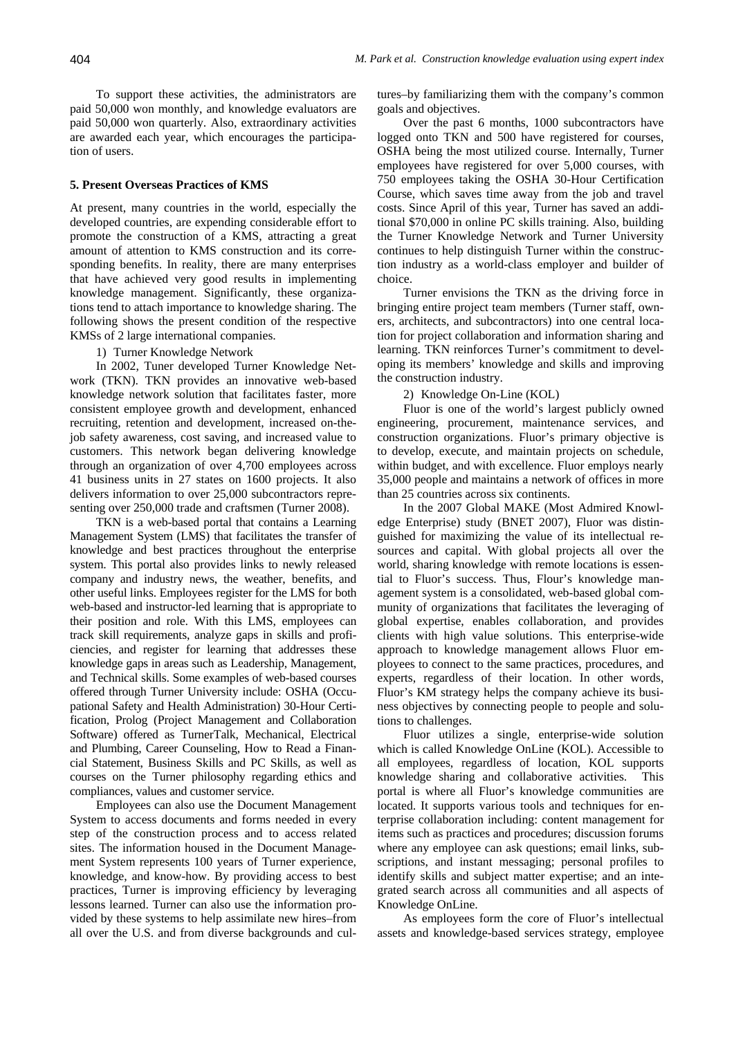To support these activities, the administrators are paid 50,000 won monthly, and knowledge evaluators are paid 50,000 won quarterly. Also, extraordinary activities are awarded each year, which encourages the participation of users.

## 5. Present Overseas Practices of KMS

At present, many countries in the world, especially the developed countries, are expending considerable effort to promote the construction of a KMS, attracting a great amount of attention to KMS construction and its corresponding benefits. In reality, there are many enterprises that have achieved very good results in implementing knowledge management. Significantly, these organizations tend to attach importance to knowledge sharing. The following shows the present condition of the respective KMSs of 2 large international companies.

1) Turner Knowledge Network

In 2002, Tuner developed Turner Knowledge Network (TKN). TKN provides an innovative web-based knowledge network solution that facilitates faster, more consistent employee growth and development, enhanced recruiting, retention and development, increased on-the-job safety awareness, cost saving, and increased value to customers. This network began delivering knowledge through an organization of over 4,700 employees across 41 business units in 27 states on 1600 projects. It also delivers information to over 25,000 subcontractors representing over 250,000 trade and craftsmen (Turner 2008).

TKN is a web-based portal that contains a Learning Management System (LMS) that facilitates the transfer of knowledge and best practices throughout the enterprise system. This portal also provides links to newly released company and industry news, the weather, benefits, and other useful links. Employees register for the LMS for both web-based and instructor-led learning that is appropriate to their position and role. With this LMS, employees can track skill requirements, analyze gaps in skills and proficiencies, and register for learning that addresses these knowledge gaps in areas such as Leadership, Management, and Technical skills. Some examples of web-based courses offered through Turner University include: OSHA (Occupational Safety and Health Administration) 30-Hour Certification, Prolog (Project Management and Collaboration Software) offered as TurnerTalk, Mechanical, Electrical and Plumbing, Career Counseling, How to Read a Financial Statement, Business Skills and PC Skills, as well as courses on the Turner philosophy regarding ethics and compliances, values and customer service.

Employees can also use the Document Management System to access documents and forms needed in every step of the construction process and to access related sites. The information housed in the Document Management System represents 100 years of Turner experience, knowledge, and know-how. By providing access to best practices, Turner is improving efficiency by leveraging lessons learned. Turner can also use the information provided by these systems to help assimilate new hires–from all over the U.S. and from diverse backgrounds and cultures–by familiarizing them with the company's common goals and objectives.

Over the past 6 months, 1000 subcontractors have logged onto TKN and 500 have registered for courses, OSHA being the most utilized course. Internally, Turner employees have registered for over 5,000 courses, with 750 employees taking the OSHA 30-Hour Certification Course, which saves time away from the job and travel costs. Since April of this year, Turner has saved an additional $70,000 in online PC skills training. Also, building the Turner Knowledge Network and Turner University continues to help distinguish Turner within the construction industry as a world-class employer and builder of choice.

Turner envisions the TKN as the driving force in bringing entire project team members (Turner staff, owners, architects, and subcontractors) into one central location for project collaboration and information sharing and learning. TKN reinforces Turner's commitment to developing its members' knowledge and skills and improving the construction industry.

2) Knowledge On-Line (KOL)

Fluor is one of the world's largest publicly owned engineering, procurement, maintenance services, and construction organizations. Fluor's primary objective is to develop, execute, and maintain projects on schedule, within budget, and with excellence. Fluor employs nearly 35,000 people and maintains a network of offices in more than 25 countries across six continents.

In the 2007 Global MAKE (Most Admired Knowledge Enterprise) study (BNET 2007), Fluor was distinguished for maximizing the value of its intellectual resources and capital. With global projects all over the world, sharing knowledge with remote locations is essential to Fluor's success. Thus, Flour's knowledge management system is a consolidated, web-based global community of organizations that facilitates the leveraging of global expertise, enables collaboration, and provides clients with high value solutions. This enterprise-wide approach to knowledge management allows Fluor employees to connect to the same practices, procedures, and experts, regardless of their location. In other words, Fluor's KM strategy helps the company achieve its business objectives by connecting people to people and solutions to challenges.

Fluor utilizes a single, enterprise-wide solution which is called Knowledge OnLine (KOL). Accessible to all employees, regardless of location, KOL supports knowledge sharing and collaborative activities. This portal is where all Fluor's knowledge communities are located. It supports various tools and techniques for enterprise collaboration including: content management for items such as practices and procedures; discussion forums where any employee can ask questions; email links, subscriptions, and instant messaging; personal profiles to identify skills and subject matter expertise; and an integrated search across all communities and all aspects of Knowledge OnLine.

As employees form the core of Fluor's intellectual assets and knowledge-based services strategy, employee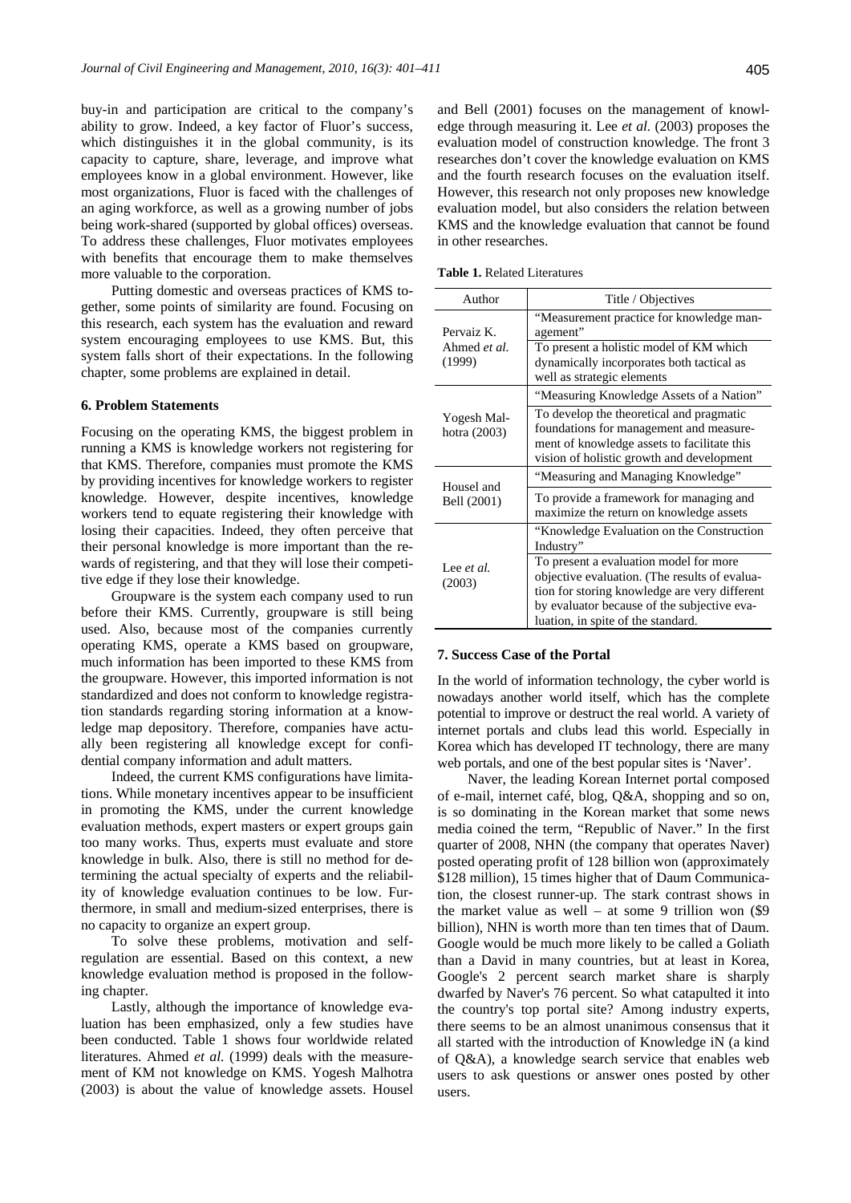buy-in and participation are critical to the company's ability to grow. Indeed, a key factor of Fluor's success, which distinguishes it in the global community, is its capacity to capture, share, leverage, and improve what employees know in a global environment. However, like most organizations, Fluor is faced with the challenges of an aging workforce, as well as a growing number of jobs being work-shared (supported by global offices) overseas. To address these challenges, Fluor motivates employees with benefits that encourage them to make themselves more valuable to the corporation.

Putting domestic and overseas practices of KMS together, some points of similarity are found. Focusing on this research, each system has the evaluation and reward system encouraging employees to use KMS. But, this system falls short of their expectations. In the following chapter, some problems are explained in detail.

## 6. Problem Statements

Focusing on the operating KMS, the biggest problem in running a KMS is knowledge workers not registering for that KMS. Therefore, companies must promote the KMS by providing incentives for knowledge workers to register knowledge. However, despite incentives, knowledge workers tend to equate registering their knowledge with losing their capacities. Indeed, they often perceive that their personal knowledge is more important than the rewards of registering, and that they will lose their competitive edge if they lose their knowledge.

Groupware is the system each company used to run before their KMS. Currently, groupware is still being used. Also, because most of the companies currently operating KMS, operate a KMS based on groupware, much information has been imported to these KMS from the groupware. However, this imported information is not standardized and does not conform to knowledge registration standards regarding storing information at a knowledge map depository. Therefore, companies have actually been registering all knowledge except for confidential company information and adult matters.

Indeed, the current KMS configurations have limitations. While monetary incentives appear to be insufficient in promoting the KMS, under the current knowledge evaluation methods, expert masters or expert groups gain too many works. Thus, experts must evaluate and store knowledge in bulk. Also, there is still no method for determining the actual specialty of experts and the reliability of knowledge evaluation continues to be low. Furthermore, in small and medium-sized enterprises, there is no capacity to organize an expert group.

To solve these problems, motivation and self-regulation are essential. Based on this context, a new knowledge evaluation method is proposed in the following chapter.

Lastly, although the importance of knowledge evaluation has been emphasized, only a few studies have been conducted. Table 1 shows four worldwide related literatures. Ahmed *et al.* (1999) deals with the measurement of KM not knowledge on KMS. Yogesh Malhotra (2003) is about the value of knowledge assets. Housel and Bell (2001) focuses on the management of knowledge through measuring it. Lee *et al.* (2003) proposes the evaluation model of construction knowledge. The front 3 researches don't cover the knowledge evaluation on KMS and the fourth research focuses on the evaluation itself. However, this research not only proposes new knowledge evaluation model, but also considers the relation between KMS and the knowledge evaluation that cannot be found in other researches.

**Table 1.** Related Literatures

| Author | Title / Objectives |
|---|---|
| Pervaiz K. Ahmed *et al.* (1999) | "Measurement practice for knowledge management" |
| | To present a holistic model of KM which dynamically incorporates both tactical as well as strategic elements |
| Yogesh Malhotra (2003) | "Measuring Knowledge Assets of a Nation" |
| | To develop the theoretical and pragmatic foundations for management and measurement of knowledge assets to facilitate this vision of holistic growth and development |
| Housel and Bell (2001) | "Measuring and Managing Knowledge" |
| | To provide a framework for managing and maximize the return on knowledge assets |
| Lee *et al.* (2003) | "Knowledge Evaluation on the Construction Industry" |
| | To present a evaluation model for more objective evaluation. (The results of evaluation for storing knowledge are very different by evaluator because of the subjective evaluation, in spite of the standard. |

## 7. Success Case of the Portal

In the world of information technology, the cyber world is nowadays another world itself, which has the complete potential to improve or destruct the real world. A variety of internet portals and clubs lead this world. Especially in Korea which has developed IT technology, there are many web portals, and one of the best popular sites is 'Naver'.

Naver, the leading Korean Internet portal composed of e-mail, internet café, blog, Q&A, shopping and so on, is so dominating in the Korean market that some news media coined the term, "Republic of Naver." In the first quarter of 2008, NHN (the company that operates Naver) posted operating profit of 128 billion won (approximately \$128 million), 15 times higher that of Daum Communication, the closest runner-up. The stark contrast shows in the market value as well – at some 9 trillion won (\$9 billion), NHN is worth more than ten times that of Daum. Google would be much more likely to be called a Goliath than a David in many countries, but at least in Korea, Google's 2 percent search market share is sharply dwarfed by Naver's 76 percent. So what catapulted it into the country's top portal site? Among industry experts, there seems to be an almost unanimous consensus that it all started with the introduction of Knowledge iN (a kind of Q&A), a knowledge search service that enables web users to ask questions or answer ones posted by other users.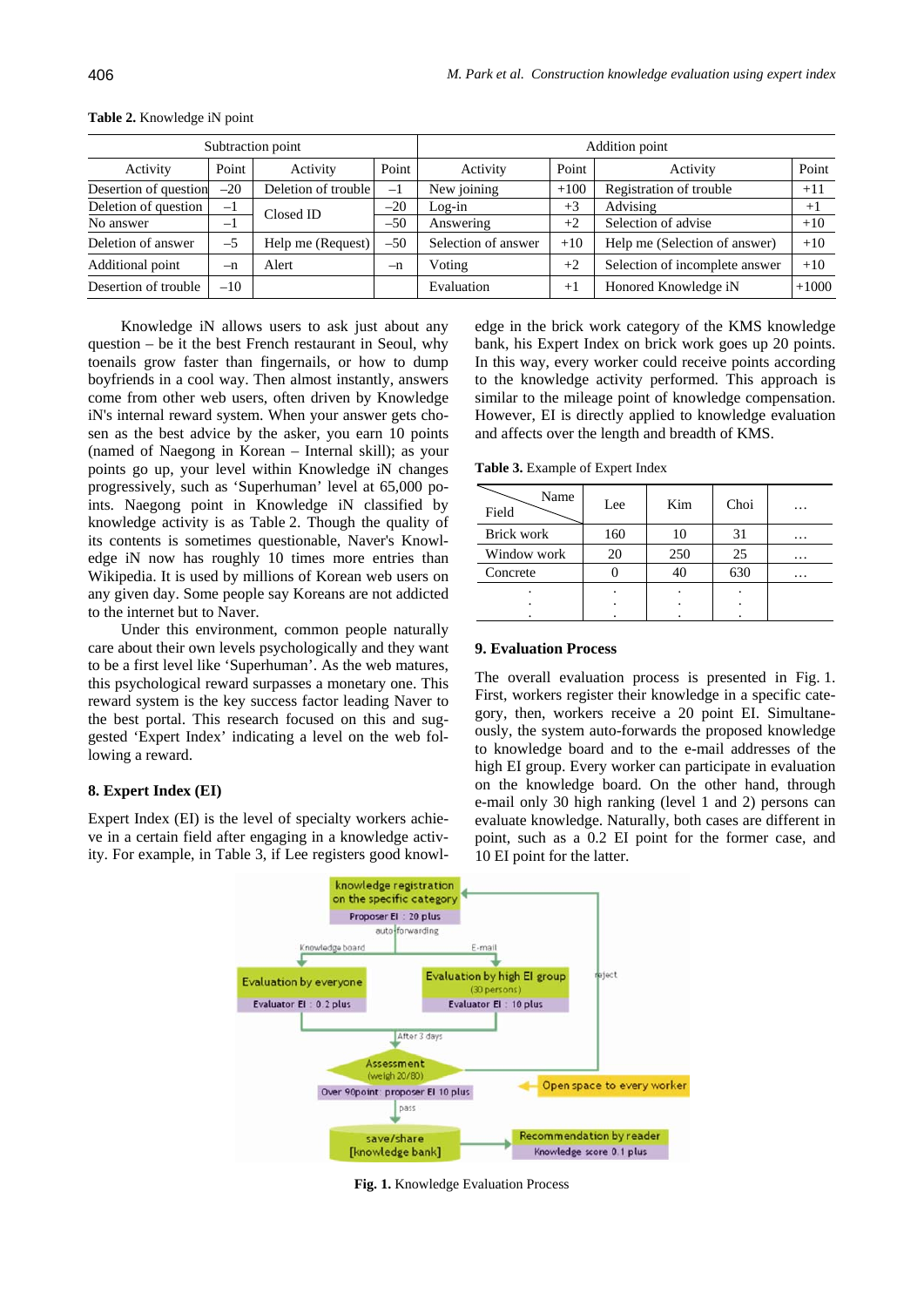**Table 2.** Knowledge iN point

| Subtraction point | | | | Addition point | | | |
|---|---|---|---|---|---|---|---|
| Activity | Point | Activity | Point | Activity | Point | Activity | Point |
| Desertion of question | –20 | Deletion of trouble | –1 | New joining | +100 | Registration of trouble | +11 |
| Deletion of question | –1 | Closed ID | –20 | Log-in | +3 | Advising | +1 |
| No answer | –1 | | –50 | Answering | +2 | Selection of advise | +10 |
| Deletion of answer | –5 | Help me (Request) | –50 | Selection of answer | +10 | Help me (Selection of answer) | +10 |
| Additional point | –n | Alert | –n | Voting | +2 | Selection of incomplete answer | +10 |
| Desertion of trouble | –10 | | | Evaluation | +1 | Honored Knowledge iN | +1000 |

Knowledge iN allows users to ask just about any question – be it the best French restaurant in Seoul, why toenails grow faster than fingernails, or how to dump boyfriends in a cool way. Then almost instantly, answers come from other web users, often driven by Knowledge iN's internal reward system. When your answer gets chosen as the best advice by the asker, you earn 10 points (named of Naegong in Korean – Internal skill); as your points go up, your level within Knowledge iN changes progressively, such as 'Superhuman' level at 65,000 points. Naegong point in Knowledge iN classified by knowledge activity is as Table 2. Though the quality of its contents is sometimes questionable, Naver's Knowledge iN now has roughly 10 times more entries than Wikipedia. It is used by millions of Korean web users on any given day. Some people say Koreans are not addicted to the internet but to Naver.

Under this environment, common people naturally care about their own levels psychologically and they want to be a first level like 'Superhuman'. As the web matures, this psychological reward surpasses a monetary one. This reward system is the key success factor leading Naver to the best portal. This research focused on this and suggested 'Expert Index' indicating a level on the web following a reward.

## 8. Expert Index (EI)

Expert Index (EI) is the level of specialty workers achieve in a certain field after engaging in a knowledge activity. For example, in Table 3, if Lee registers good knowledge in the brick work category of the KMS knowledge bank, his Expert Index on brick work goes up 20 points. In this way, every worker could receive points according to the knowledge activity performed. This approach is similar to the mileage point of knowledge compensation. However, EI is directly applied to knowledge evaluation and affects over the length and breadth of KMS.

**Table 3.** Example of Expert Index

| Field \ Name | Lee | Kim | Choi | … |
|---|---|---|---|---|
| Brick work | 160 | 10 | 31 | … |
| Window work | 20 | 250 | 25 | … |
| Concrete | 0 | 40 | 630 | … |
| ⋮ | ⋮ | ⋮ | ⋮ | |

## 9. Evaluation Process

The overall evaluation process is presented in Fig. 1. First, workers register their knowledge in a specific category, then, workers receive a 20 point EI. Simultaneously, the system auto-forwards the proposed knowledge to knowledge board and to the e-mail addresses of the high EI group. Every worker can participate in evaluation on the knowledge board. On the other hand, through e-mail only 30 high ranking (level 1 and 2) persons can evaluate knowledge. Naturally, both cases are different in point, such as a 0.2 EI point for the former case, and 10 EI point for the latter.

**Fig. 1.** Knowledge Evaluation Process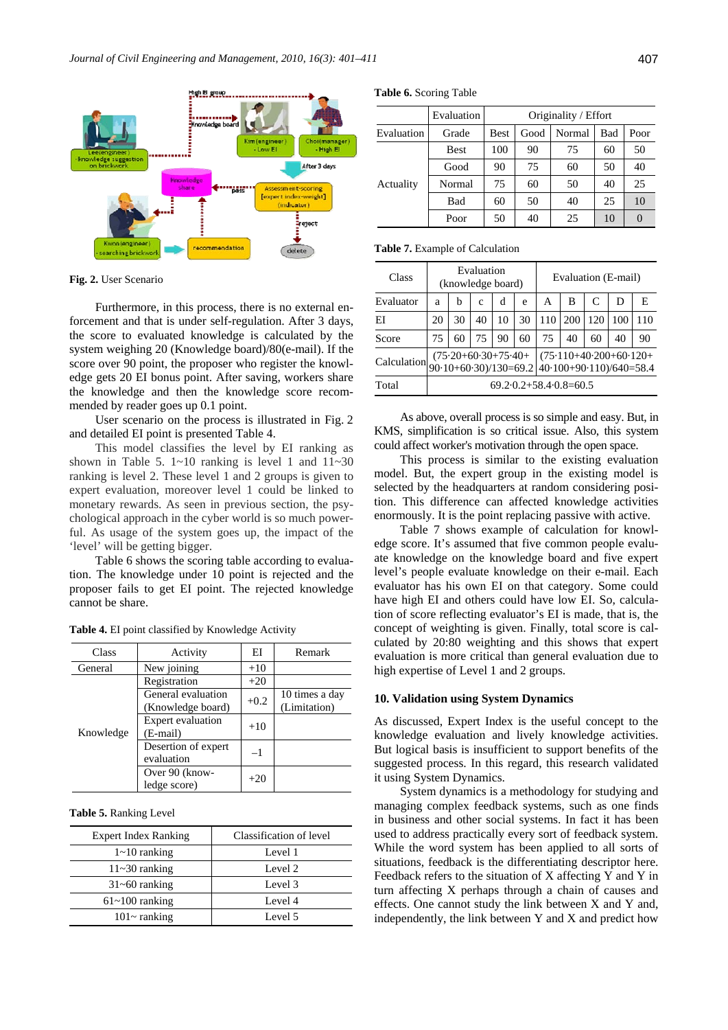**Fig. 2.** User Scenario

Furthermore, in this process, there is no external enforcement and that is under self-regulation. After 3 days, the score to evaluated knowledge is calculated by the system weighing 20 (Knowledge board)/80(e-mail). If the score over 90 point, the proposer who register the knowledge gets 20 EI bonus point. After saving, workers share the knowledge and then the knowledge score recommended by reader goes up 0.1 point.

User scenario on the process is illustrated in Fig. 2 and detailed EI point is presented Table 4.

This model classifies the level by EI ranking as shown in Table 5. 1~10 ranking is level 1 and 11~30 ranking is level 2. These level 1 and 2 groups is given to expert evaluation, moreover level 1 could be linked to monetary rewards. As seen in previous section, the psychological approach in the cyber world is so much powerful. As usage of the system goes up, the impact of the 'level' will be getting bigger.

Table 6 shows the scoring table according to evaluation. The knowledge under 10 point is rejected and the proposer fails to get EI point. The rejected knowledge cannot be share.

**Table 4.** EI point classified by Knowledge Activity

| Class | Activity | EI | Remark |
|---|---|---|---|
| General | New joining | +10 | |
| Knowledge | Registration | +20 | |
| | General evaluation (Knowledge board) | +0.2 | 10 times a day (Limitation) |
| | Expert evaluation (E-mail) | +10 | |
| | Desertion of expert evaluation | –1 | |
| | Over 90 (knowledge score) | +20 | |

**Table 5.** Ranking Level

| Expert Index Ranking | Classification of level |
|---|---|
| 1~10 ranking | Level 1 |
| 11~30 ranking | Level 2 |
| 31~60 ranking | Level 3 |
| 61~100 ranking | Level 4 |
| 101~ ranking | Level 5 |

**Table 6.** Scoring Table

| | Evaluation | Originality / Effort | | | | |
|---|---|---|---|---|---|---|
| Evaluation | Grade | Best | Good | Normal | Bad | Poor |
| Actuality | Best | 100 | 90 | 75 | 60 | 50 |
| | Good | 90 | 75 | 60 | 50 | 40 |
| | Normal | 75 | 60 | 50 | 40 | 25 |
| | Bad | 60 | 50 | 40 | 25 | 10 |
| | Poor | 50 | 40 | 25 | 10 | 0 |

**Table 7.** Example of Calculation

| Class | Evaluation (knowledge board) | | | | | Evaluation (E-mail) | | | | |
|---|---|---|---|---|---|---|---|---|---|---|
| Evaluator | a | b | c | d | e | A | B | C | D | E |
| EI | 20 | 30 | 40 | 10 | 30 | 110 | 200 | 120 | 100 | 110 |
| Score | 75 | 60 | 75 | 90 | 60 | 75 | 40 | 60 | 40 | 90 |
| Calculation | (75·20+60·30+75·40+ 90·10+60·30)/130=69.2 | | | | | (75·110+40·200+60·120+ 40·100+90·110)/640=58.4 | | | | |
| Total | 69.2·0.2+58.4·0.8=60.5 | | | | | | | | | |

As above, overall process is so simple and easy. But, in KMS, simplification is so critical issue. Also, this system could affect worker's motivation through the open space.

This process is similar to the existing evaluation model. But, the expert group in the existing model is selected by the headquarters at random considering position. This difference can affected knowledge activities enormously. It is the point replacing passive with active.

Table 7 shows example of calculation for knowledge score. It's assumed that five common people evaluate knowledge on the knowledge board and five expert level's people evaluate knowledge on their e-mail. Each evaluator has his own EI on that category. Some could have high EI and others could have low EI. So, calculation of score reflecting evaluator's EI is made, that is, the concept of weighting is given. Finally, total score is calculated by 20:80 weighting and this shows that expert evaluation is more critical than general evaluation due to high expertise of Level 1 and 2 groups.

## 10. Validation using System Dynamics

As discussed, Expert Index is the useful concept to the knowledge evaluation and lively knowledge activities. But logical basis is insufficient to support benefits of the suggested process. In this regard, this research validated it using System Dynamics.

System dynamics is a methodology for studying and managing complex feedback systems, such as one finds in business and other social systems. In fact it has been used to address practically every sort of feedback system. While the word system has been applied to all sorts of situations, feedback is the differentiating descriptor here. Feedback refers to the situation of X affecting Y and Y in turn affecting X perhaps through a chain of causes and effects. One cannot study the link between X and Y and, independently, the link between Y and X and predict how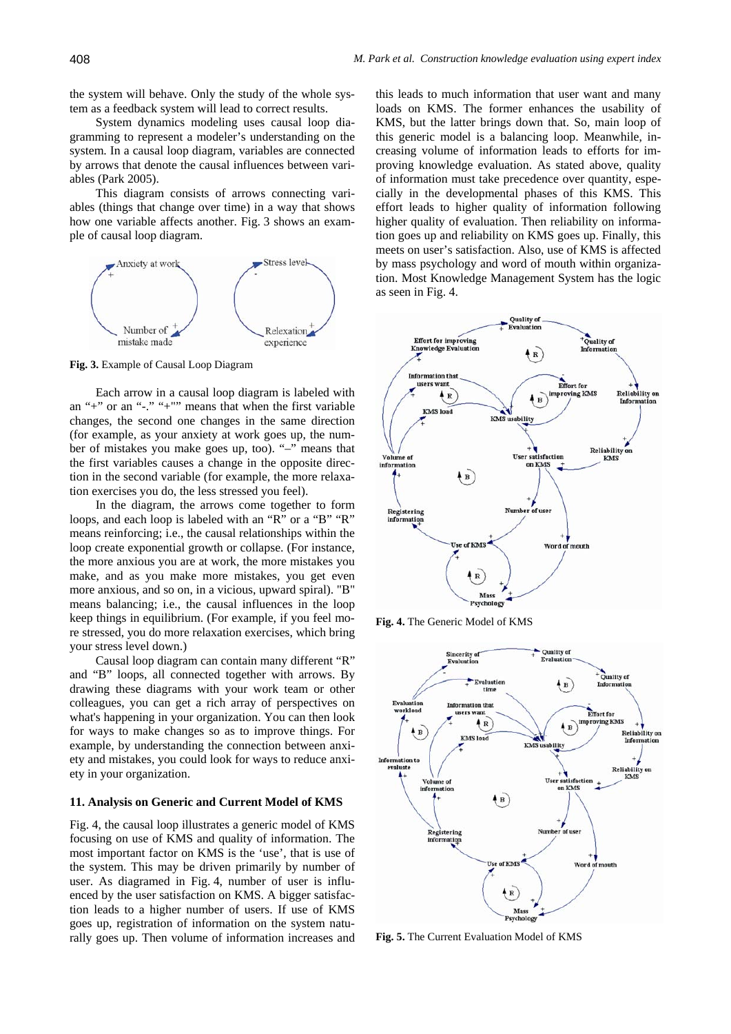the system will behave. Only the study of the whole system as a feedback system will lead to correct results.

System dynamics modeling uses causal loop diagramming to represent a modeler's understanding on the system. In a causal loop diagram, variables are connected by arrows that denote the causal influences between variables (Park 2005).

This diagram consists of arrows connecting variables (things that change over time) in a way that shows how one variable affects another. Fig. 3 shows an example of causal loop diagram.

Anxiety at work
Number of mistake made
Stress level
Relaxation experience

**Fig. 3.** Example of Causal Loop Diagram

Each arrow in a causal loop diagram is labeled with an "+" or an "-." "+"" means that when the first variable changes, the second one changes in the same direction (for example, as your anxiety at work goes up, the number of mistakes you make goes up, too). "–" means that the first variables causes a change in the opposite direction in the second variable (for example, the more relaxation exercises you do, the less stressed you feel).

In the diagram, the arrows come together to form loops, and each loop is labeled with an "R" or a "B" "R" means reinforcing; i.e., the causal relationships within the loop create exponential growth or collapse. (For instance, the more anxious you are at work, the more mistakes you make, and as you make more mistakes, you get even more anxious, and so on, in a vicious, upward spiral). "B" means balancing; i.e., the causal influences in the loop keep things in equilibrium. (For example, if you feel more stressed, you do more relaxation exercises, which bring your stress level down.)

Causal loop diagram can contain many different "R" and "B" loops, all connected together with arrows. By drawing these diagrams with your work team or other colleagues, you can get a rich array of perspectives on what's happening in your organization. You can then look for ways to make changes so as to improve things. For example, by understanding the connection between anxiety and mistakes, you could look for ways to reduce anxiety in your organization.

## 11. Analysis on Generic and Current Model of KMS

Fig. 4, the causal loop illustrates a generic model of KMS focusing on use of KMS and quality of information. The most important factor on KMS is the 'use', that is use of the system. This may be driven primarily by number of user. As diagramed in Fig. 4, number of user is influenced by the user satisfaction on KMS. A bigger satisfaction leads to a higher number of users. If use of KMS goes up, registration of information on the system naturally goes up. Then volume of information increases and this leads to much information that user want and many loads on KMS. The former enhances the usability of KMS, but the latter brings down that. So, main loop of this generic model is a balancing loop. Meanwhile, increasing volume of information leads to efforts for improving knowledge evaluation. As stated above, quality of information must take precedence over quantity, especially in the developmental phases of this KMS. This effort leads to higher quality of information following higher quality of evaluation. Then reliability on information goes up and reliability on KMS goes up. Finally, this meets on user's satisfaction. Also, use of KMS is affected by mass psychology and word of mouth within organization. Most Knowledge Management System has the logic as seen in Fig. 4.

Quality of Evaluation
Effort for improving Knowledge Evaluation
Quality of Information
Information that users want
Effort for improving KMS
Reliability on Information
KMS load
KMS usability
Volume of information
User satisfaction on KMS
Reliability on KMS
Registering information
Number of user
Use of KMS
Word of mouth
Mass Psychology

**Fig. 4.** The Generic Model of KMS

Sincerity of Evaluation
Quality of Evaluation
Evalustion time
Quality of Information
Evaluation workload
Information that users want
Effort for improving KMS
KMS load
KMS usability
Reliability on Information
Information to evaluate
Reliability on KMS
Volume of information
User satisfaction on KMS
Registering information
Number of user
Use of KMS
Word of mouth
Mass Psychology

**Fig. 5.** The Current Evaluation Model of KMS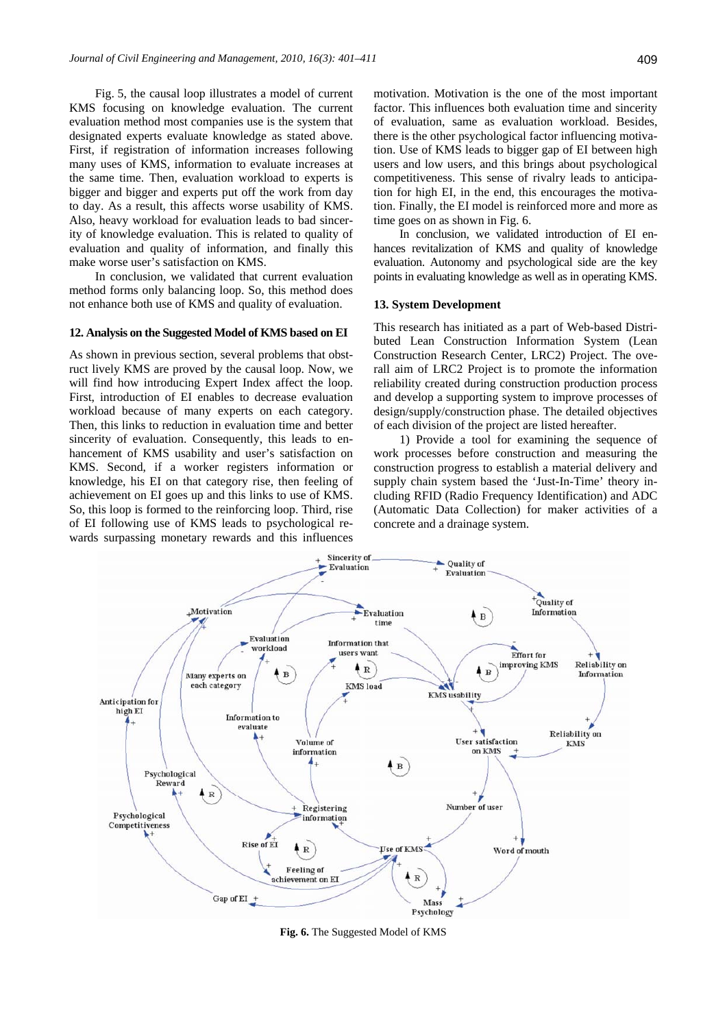Fig. 5, the causal loop illustrates a model of current KMS focusing on knowledge evaluation. The current evaluation method most companies use is the system that designated experts evaluate knowledge as stated above. First, if registration of information increases following many uses of KMS, information to evaluate increases at the same time. Then, evaluation workload to experts is bigger and bigger and experts put off the work from day to day. As a result, this affects worse usability of KMS. Also, heavy workload for evaluation leads to bad sincerity of knowledge evaluation. This is related to quality of evaluation and quality of information, and finally this make worse user's satisfaction on KMS.

In conclusion, we validated that current evaluation method forms only balancing loop. So, this method does not enhance both use of KMS and quality of evaluation.

### 12. Analysis on the Suggested Model of KMS based on EI

As shown in previous section, several problems that obstruct lively KMS are proved by the causal loop. Now, we will find how introducing Expert Index affect the loop. First, introduction of EI enables to decrease evaluation workload because of many experts on each category. Then, this links to reduction in evaluation time and better sincerity of evaluation. Consequently, this leads to enhancement of KMS usability and user's satisfaction on KMS. Second, if a worker registers information or knowledge, his EI on that category rise, then feeling of achievement on EI goes up and this links to use of KMS. So, this loop is formed to the reinforcing loop. Third, rise of EI following use of KMS leads to psychological rewards surpassing monetary rewards and this influences motivation. Motivation is the one of the most important factor. This influences both evaluation time and sincerity of evaluation, same as evaluation workload. Besides, there is the other psychological factor influencing motivation. Use of KMS leads to bigger gap of EI between high users and low users, and this brings about psychological competitiveness. This sense of rivalry leads to anticipation for high EI, in the end, this encourages the motivation. Finally, the EI model is reinforced more and more as time goes on as shown in Fig. 6.

In conclusion, we validated that introduction of EI enhances revitalization of KMS and quality of knowledge evaluation. Autonomy and psychological side are the key points in evaluating knowledge as well as in operating KMS.

### 13. System Development

This research has initiated as a part of Web-based Distributed Lean Construction Information System (Lean Construction Research Center, LRC2) Project. The overall aim of LRC2 Project is to promote the information reliability created during construction production process and develop a supporting system to improve processes of design/supply/construction phase. The detailed objectives of each division of the project are listed hereafter.

1) Provide a tool for examining the sequence of work processes before construction and measuring the construction progress to establish a material delivery and supply chain system based the 'Just-In-Time' theory including RFID (Radio Frequency Identification) and ADC (Automatic Data Collection) for maker activities of a concrete and a drainage system.

Sincerity of Evaluation
Quality of Evaluation
Quality of Information
Motivation
Evaluation time
B
Evaluation workload
Information that users want
R
Effort for improving KMS
B
Reliability on Information
Many experts on each category
B
KMS load
KMS usability
Anticipation for high EI
Information to evaluate
Volume of information
User satisfaction on KMS
Reliability on KMS
B
Psychological Reward
R
Registering information
Number of user
Psychological Competitiveness
Rise of EI
R
Use of KMS
Word of mouth
Feeling of achievement on EI
R
Mass Psychology
Gap of EI

**Fig. 6.** The Suggested Model of KMS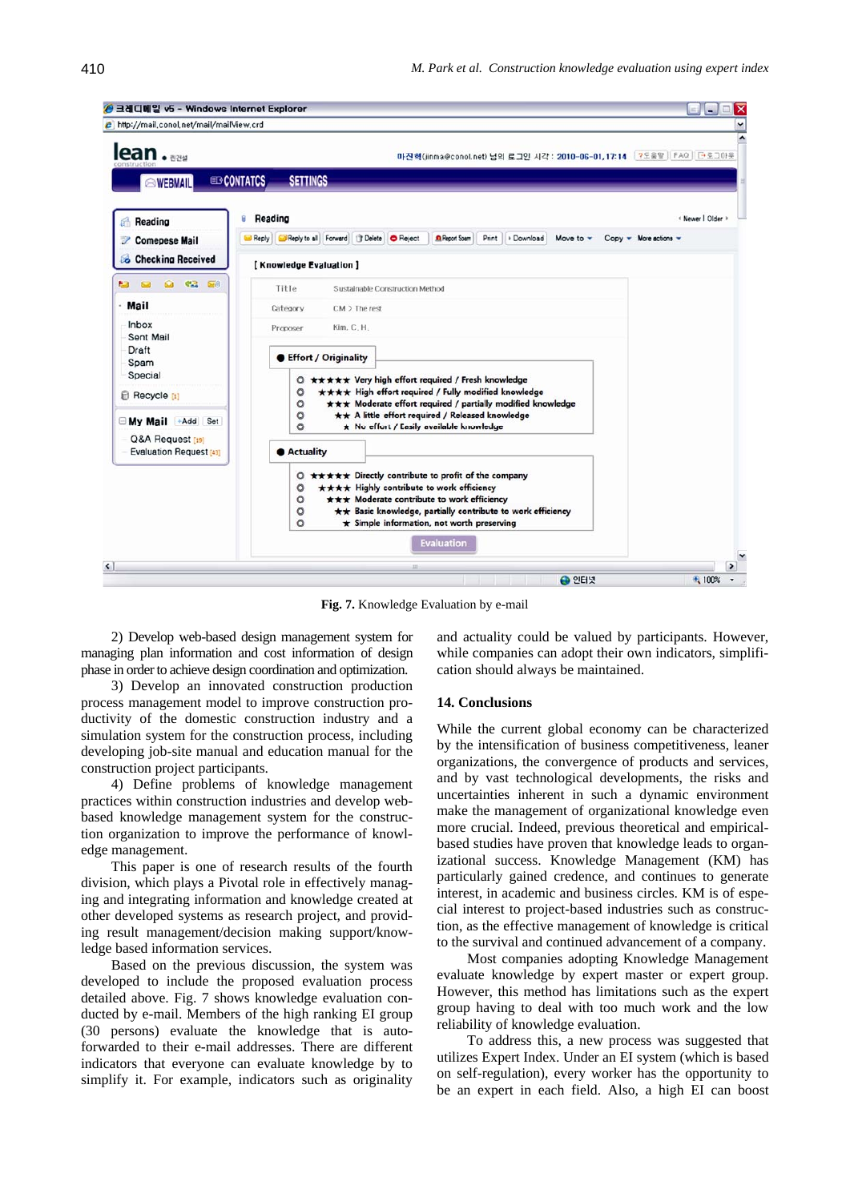Fig. 7. Knowledge Evaluation by e-mail

2) Develop web-based design management system for managing plan information and cost information of design phase in order to achieve design coordination and optimization.

3) Develop an innovated construction production process management model to improve construction productivity of the domestic construction industry and a simulation system for the construction process, including developing job-site manual and education manual for the construction project participants.

4) Define problems of knowledge management practices within construction industries and develop web-based knowledge management system for the construction organization to improve the performance of knowledge management.

This paper is one of research results of the fourth division, which plays a Pivotal role in effectively managing and integrating information and knowledge created at other developed systems as research project, and providing result management/decision making support/knowledge based information services.

Based on the previous discussion, the system was developed to include the proposed evaluation process detailed above. Fig. 7 shows knowledge evaluation conducted by e-mail. Members of the high ranking EI group (30 persons) evaluate the knowledge that is auto-forwarded to their e-mail addresses. There are different indicators that everyone can evaluate knowledge by to simplify it. For example, indicators such as originality and actuality could be valued by participants. However, while companies can adopt their own indicators, simplification should always be maintained.

## 14. Conclusions

While the current global economy can be characterized by the intensification of business competitiveness, leaner organizations, the convergence of products and services, and by vast technological developments, the risks and uncertainties inherent in such a dynamic environment make the management of organizational knowledge even more crucial. Indeed, previous theoretical and empirical-based studies have proven that knowledge leads to organizational success. Knowledge Management (KM) has particularly gained credence, and continues to generate interest, in academic and business circles. KM is of especial interest to project-based industries such as construction, as the effective management of knowledge is critical to the survival and continued advancement of a company.

Most companies adopting Knowledge Management evaluate knowledge by expert master or expert group. However, this method has limitations such as the expert group having to deal with too much work and the low reliability of knowledge evaluation.

To address this, a new process was suggested that utilizes Expert Index. Under an EI system (which is based on self-regulation), every worker has the opportunity to be an expert in each field. Also, a high EI can boost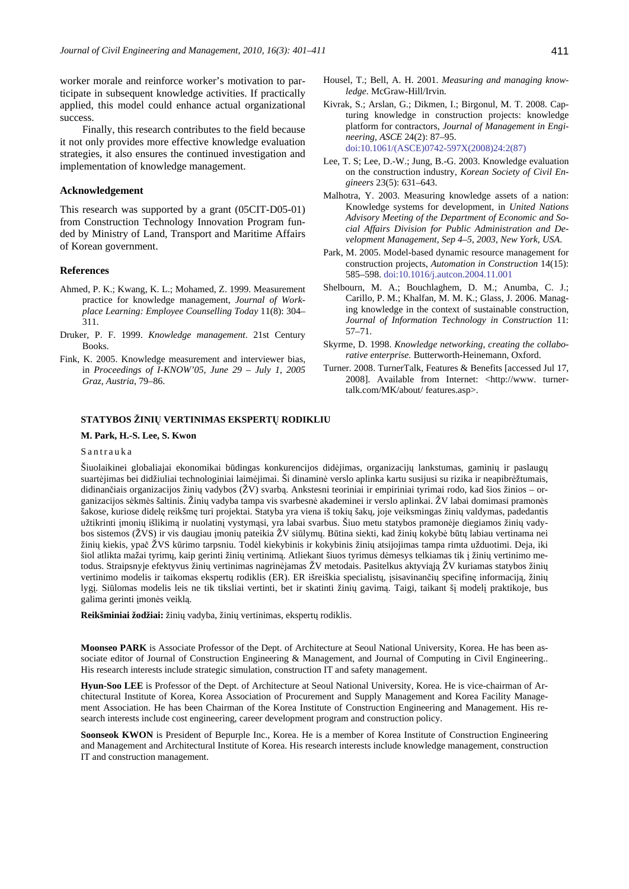worker morale and reinforce worker's motivation to participate in subsequent knowledge activities. If practically applied, this model could enhance actual organizational success.

Finally, this research contributes to the field because it not only provides more effective knowledge evaluation strategies, it also ensures the continued investigation and implementation of knowledge management.

## Acknowledgement

This research was supported by a grant (05CIT-D05-01) from Construction Technology Innovation Program funded by Ministry of Land, Transport and Maritime Affairs of Korean government.

## References

Ahmed, P. K.; Kwang, K. L.; Mohamed, Z. 1999. Measurement practice for knowledge management, *Journal of Workplace Learning: Employee Counselling Today* 11(8): 304–311.

Druker, P. F. 1999. *Knowledge management*. 21st Century Books.

Fink, K. 2005. Knowledge measurement and interviewer bias, in *Proceedings of I-KNOW'05, June 29 – July 1, 2005 Graz, Austria*, 79–86.

Housel, T.; Bell, A. H. 2001. *Measuring and managing knowledge*. McGraw-Hill/Irvin.

Kivrak, S.; Arslan, G.; Dikmen, I.; Birgonul, M. T. 2008. Capturing knowledge in construction projects: knowledge platform for contractors, *Journal of Management in Engineering, ASCE* 24(2): 87–95. doi:10.1061/(ASCE)0742-597X(2008)24:2(87)

Lee, T. S; Lee, D.-W.; Jung, B.-G. 2003. Knowledge evaluation on the construction industry, *Korean Society of Civil Engineers* 23(5): 631–643.

Malhotra, Y. 2003. Measuring knowledge assets of a nation: Knowledge systems for development, in *United Nations Advisory Meeting of the Department of Economic and Social Affairs Division for Public Administration and Development Management, Sep 4–5, 2003, New York, USA*.

Park, M. 2005. Model-based dynamic resource management for construction projects, *Automation in Construction* 14(15): 585–598. doi:10.1016/j.autcon.2004.11.001

Shelbourn, M. A.; Bouchlaghem, D. M.; Anumba, C. J.; Carillo, P. M.; Khalfan, M. M. K.; Glass, J. 2006. Managing knowledge in the context of sustainable construction, *Journal of Information Technology in Construction* 11: 57–71.

Skyrme, D. 1998. *Knowledge networking, creating the collaborative enterprise*. Butterworth-Heinemann, Oxford.

Turner. 2008. TurnerTalk, Features & Benefits [accessed Jul 17, 2008]. Available from Internet: <http://www. turnertalk.com/MK/about/ features.asp>.

### STATYBOS ŽINIŲ VERTINIMAS EKSPERTŲ RODIKLIU

**M. Park, H.-S. Lee, S. Kwon**

S a n t r a u k a

Šiuolaikinei globaliajai ekonomikai būdingas konkurencijos didėjimas, organizacijų lankstumas, gaminių ir paslaugų suartėjimas bei didžiuliai technologiniai laimėjimai. Ši dinaminė verslo aplinka kartu susijusi su rizika ir neapibrėžtumais, didinančiais organizacijos žinių vadybos (ŽV) svarbą. Ankstesni teoriniai ir empiriniai tyrimai rodo, kad šios žinios – organizacijos sėkmės šaltinis. Žinių vadyba tampa vis svarbesnė akademinei ir verslo aplinkai. ŽV labai domimasi pramonės šakose, kuriose didelę reikšmę turi projektai. Statyba yra viena iš tokių šakų, joje veiksmingas žinių valdymas, padedantis užtikrinti įmonių išlikimą ir nuolatinį vystymąsi, yra labai svarbus. Šiuo metu statybos pramonėje diegiamos žinių vadybos sistemos (ŽVS) ir vis daugiau įmonių pateikia ŽV siūlymų. Būtina siekti, kad žinių kokybė būtų labiau vertinama nei žinių kiekis, ypač ŽVS kūrimo tarpsniu. Todėl kiekybinis ir kokybinis žinių atsijojimas tampa rimta užduotimi. Deja, iki šiol atlikta mažai tyrimų, kaip gerinti žinių vertinimą. Atliekant šiuos tyrimus dėmesys telkiamas tik į žinių vertinimo metodus. Straipsnyje efektyvus žinių vertinimas nagrinėjamas ŽV metodais. Pasitelkus aktyviąją ŽV kuriamas statybos žinių vertinimo modelis ir taikomas ekspertų rodiklis (ER). ER išreiškia specialistų, įsisavinančių specifinę informaciją, žinių lygį. Siūlomas modelis leis ne tik tiksliai vertinti, bet ir skatinti žinių gavimą. Taigi, taikant šį modelį praktikoje, bus galima gerinti įmonės veiklą.

**Reikšminiai žodžiai:** žinių vadyba, žinių vertinimas, ekspertų rodiklis.

**Moonseo PARK** is Associate Professor of the Dept. of Architecture at Seoul National University, Korea. He has been associate editor of Journal of Construction Engineering & Management, and Journal of Computing in Civil Engineering.. His research interests include strategic simulation, construction IT and safety management.

**Hyun-Soo LEE** is Professor of the Dept. of Architecture at Seoul National University, Korea. He is vice-chairman of Architectural Institute of Korea, Korea Association of Procurement and Supply Management and Korea Facility Management Association. He has been Chairman of the Korea Institute of Construction Engineering and Management. His research interests include cost engineering, career development program and construction policy.

**Soonseok KWON** is President of Bepurple Inc., Korea. He is a member of Korea Institute of Construction Engineering and Management and Architectural Institute of Korea. His research interests include knowledge management, construction IT and construction management.